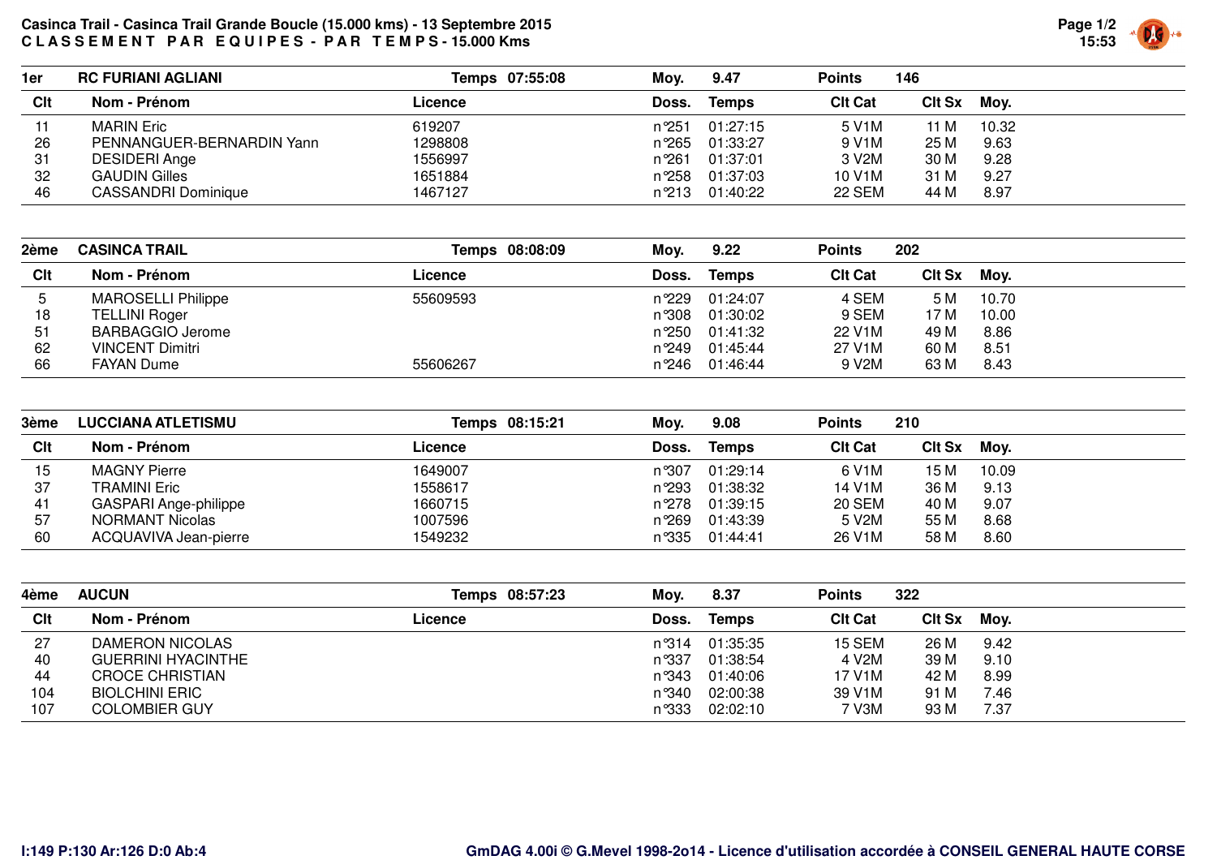# Casinca Trail - Casinca Trail Grande Boucle (15.000 kms) - 13 Septembre 2015

## CLASSEMENT PAR EQUIPES - PAR TEMPS - 15.000 Kms

### 1er RC FURIANI AGLIANI — Temps 07:55:08 — Moy. 9.47 — Points 146

| Clt | Nom - Prénom | Licence | Doss. | Temps | Clt Cat | Clt Sx | Moy. |
|---|---|---|---|---|---|---|---|
| 11 | MARIN Eric | 619207 | n°251 | 01:27:15 | 5 V1M | 11 M | 10.32 |
| 26 | PENNANGUER-BERNARDIN Yann | 1298808 | n°265 | 01:33:27 | 9 V1M | 25 M | 9.63 |
| 31 | DESIDERI Ange | 1556997 | n°261 | 01:37:01 | 3 V2M | 30 M | 9.28 |
| 32 | GAUDIN Gilles | 1651884 | n°258 | 01:37:03 | 10 V1M | 31 M | 9.27 |
| 46 | CASSANDRI Dominique | 1467127 | n°213 | 01:40:22 | 22 SEM | 44 M | 8.97 |

### 2ème CASINCA TRAIL — Temps 08:08:09 — Moy. 9.22 — Points 202

| Clt | Nom - Prénom | Licence | Doss. | Temps | Clt Cat | Clt Sx | Moy. |
|---|---|---|---|---|---|---|---|
| 5 | MAROSELLI Philippe | 55609593 | n°229 | 01:24:07 | 4 SEM | 5 M | 10.70 |
| 18 | TELLINI Roger | | n°308 | 01:30:02 | 9 SEM | 17 M | 10.00 |
| 51 | BARBAGGIO Jerome | | n°250 | 01:41:32 | 22 V1M | 49 M | 8.86 |
| 62 | VINCENT Dimitri | | n°249 | 01:45:44 | 27 V1M | 60 M | 8.51 |
| 66 | FAYAN Dume | 55606267 | n°246 | 01:46:44 | 9 V2M | 63 M | 8.43 |

### 3ème LUCCIANA ATLETISMU — Temps 08:15:21 — Moy. 9.08 — Points 210

| Clt | Nom - Prénom | Licence | Doss. | Temps | Clt Cat | Clt Sx | Moy. |
|---|---|---|---|---|---|---|---|
| 15 | MAGNY Pierre | 1649007 | n°307 | 01:29:14 | 6 V1M | 15 M | 10.09 |
| 37 | TRAMINI Eric | 1558617 | n°293 | 01:38:32 | 14 V1M | 36 M | 9.13 |
| 41 | GASPARI Ange-philippe | 1660715 | n°278 | 01:39:15 | 20 SEM | 40 M | 9.07 |
| 57 | NORMANT Nicolas | 1007596 | n°269 | 01:43:39 | 5 V2M | 55 M | 8.68 |
| 60 | ACQUAVIVA Jean-pierre | 1549232 | n°335 | 01:44:41 | 26 V1M | 58 M | 8.60 |

### 4ème AUCUN — Temps 08:57:23 — Moy. 8.37 — Points 322

| Clt | Nom - Prénom | Licence | Doss. | Temps | Clt Cat | Clt Sx | Moy. |
|---|---|---|---|---|---|---|---|
| 27 | DAMERON NICOLAS | | n°314 | 01:35:35 | 15 SEM | 26 M | 9.42 |
| 40 | GUERRINI HYACINTHE | | n°337 | 01:38:54 | 4 V2M | 39 M | 9.10 |
| 44 | CROCE CHRISTIAN | | n°343 | 01:40:06 | 17 V1M | 42 M | 8.99 |
| 104 | BIOLCHINI ERIC | | n°340 | 02:00:38 | 39 V1M | 91 M | 7.46 |
| 107 | COLOMBIER GUY | | n°333 | 02:02:10 | 7 V3M | 93 M | 7.37 |

I:149 P:130 Ar:126 D:0 Ab:4

GmDAG 4.00i © G.Mevel 1998-2o14 - Licence d'utilisation accordée à CONSEIL GENERAL HAUTE CORSE